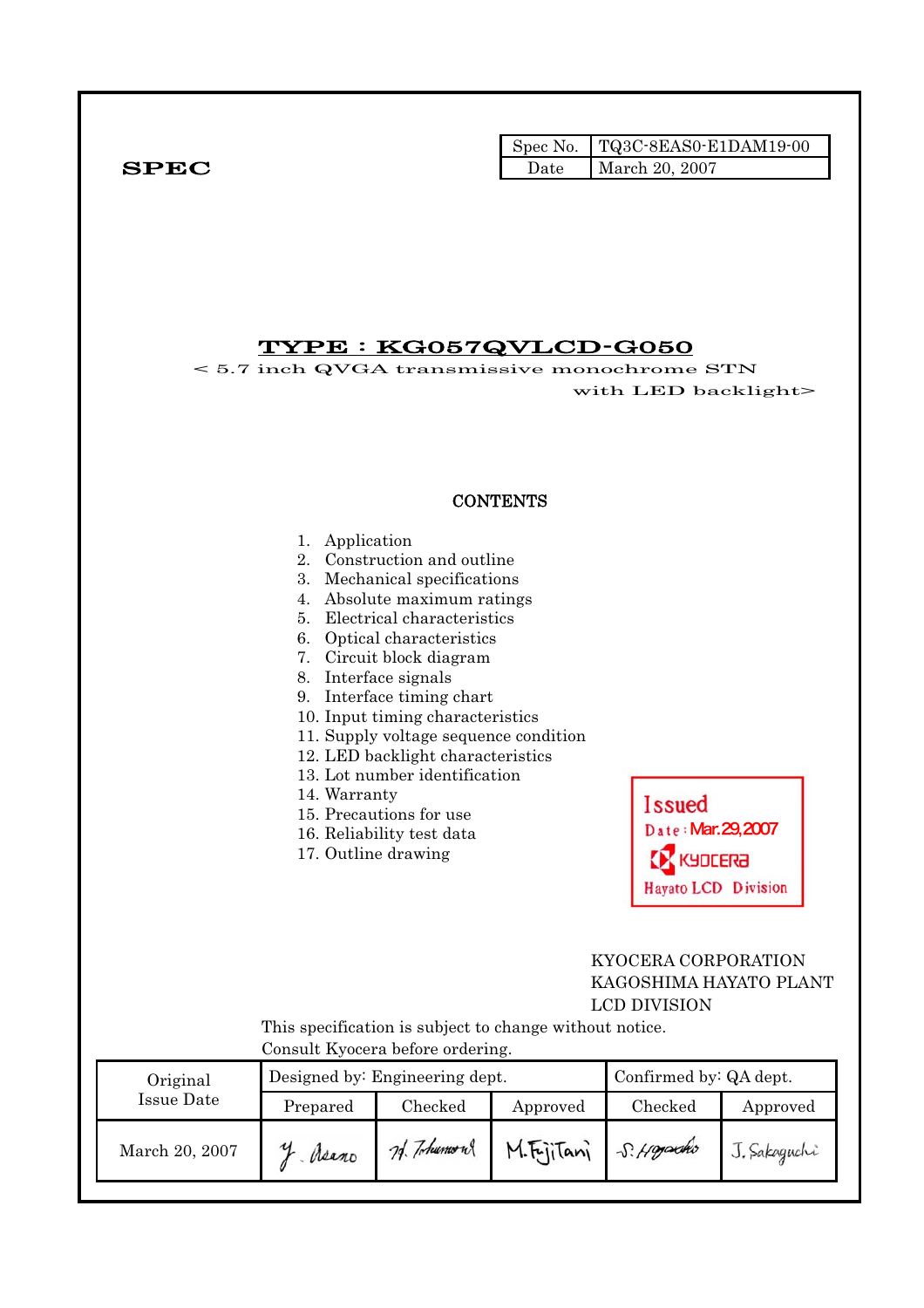**SPEC**

| Spec No. | TQ3C-8EAS0-E1DAM19-00 |
|---|---|
| Date | March 20, 2007 |

# TYPE : KG057QVLCD-G050

< 5.7 inch QVGA transmissive monochrome STN with LED backlight>

## CONTENTS

1. Application
2. Construction and outline
3. Mechanical specifications
4. Absolute maximum ratings
5. Electrical characteristics
6. Optical characteristics
7. Circuit block diagram
8. Interface signals
9. Interface timing chart
10. Input timing characteristics
11. Supply voltage sequence condition
12. LED backlight characteristics
13. Lot number identification
14. Warranty
15. Precautions for use
16. Reliability test data
17. Outline drawing

Issued
Date : Mar.29,2007
KYOCERA
Hayato LCD Division

KYOCERA CORPORATION
KAGOSHIMA HAYATO PLANT
LCD DIVISION

This specification is subject to change without notice.
Consult Kyocera before ordering.

| Original Issue Date | Designed by: Engineering dept. | | | Confirmed by: QA dept. | |
|---|---|---|---|---|---|
| | Prepared | Checked | Approved | Checked | Approved |
| March 20, 2007 | Y. Asano | H. Tokumoto | M.Fujitani | S.Hayashi | J. Sakaguchi |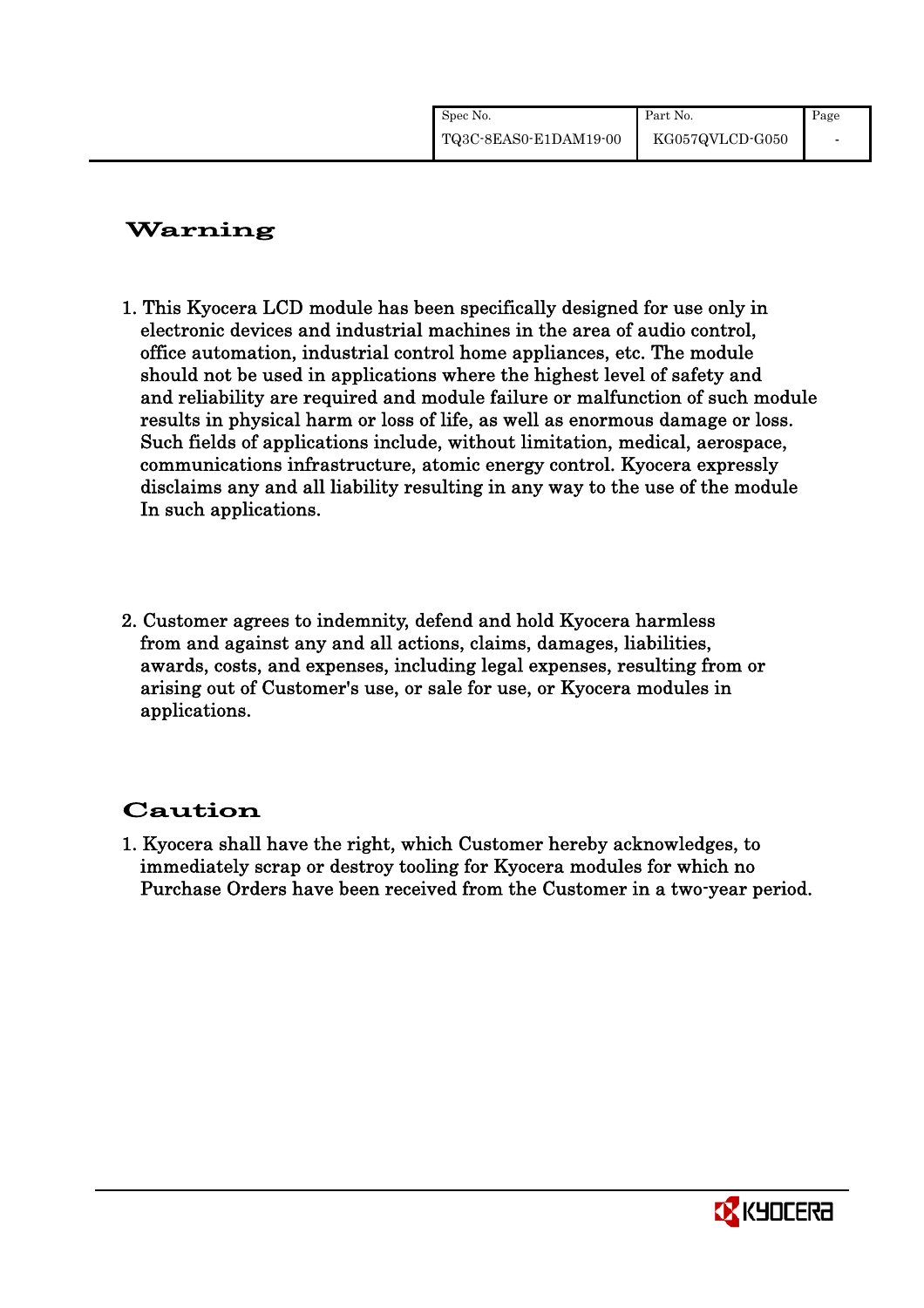## Warning

1. This Kyocera LCD module has been specifically designed for use only in electronic devices and industrial machines in the area of audio control, office automation, industrial control home appliances, etc. The module should not be used in applications where the highest level of safety and and reliability are required and module failure or malfunction of such module results in physical harm or loss of life, as well as enormous damage or loss. Such fields of applications include, without limitation, medical, aerospace, communications infrastructure, atomic energy control. Kyocera expressly disclaims any and all liability resulting in any way to the use of the module In such applications.

2. Customer agrees to indemnity, defend and hold Kyocera harmless from and against any and all actions, claims, damages, liabilities, awards, costs, and expenses, including legal expenses, resulting from or arising out of Customer's use, or sale for use, or Kyocera modules in applications.

## Caution

1. Kyocera shall have the right, which Customer hereby acknowledges, to immediately scrap or destroy tooling for Kyocera modules for which no Purchase Orders have been received from the Customer in a two-year period.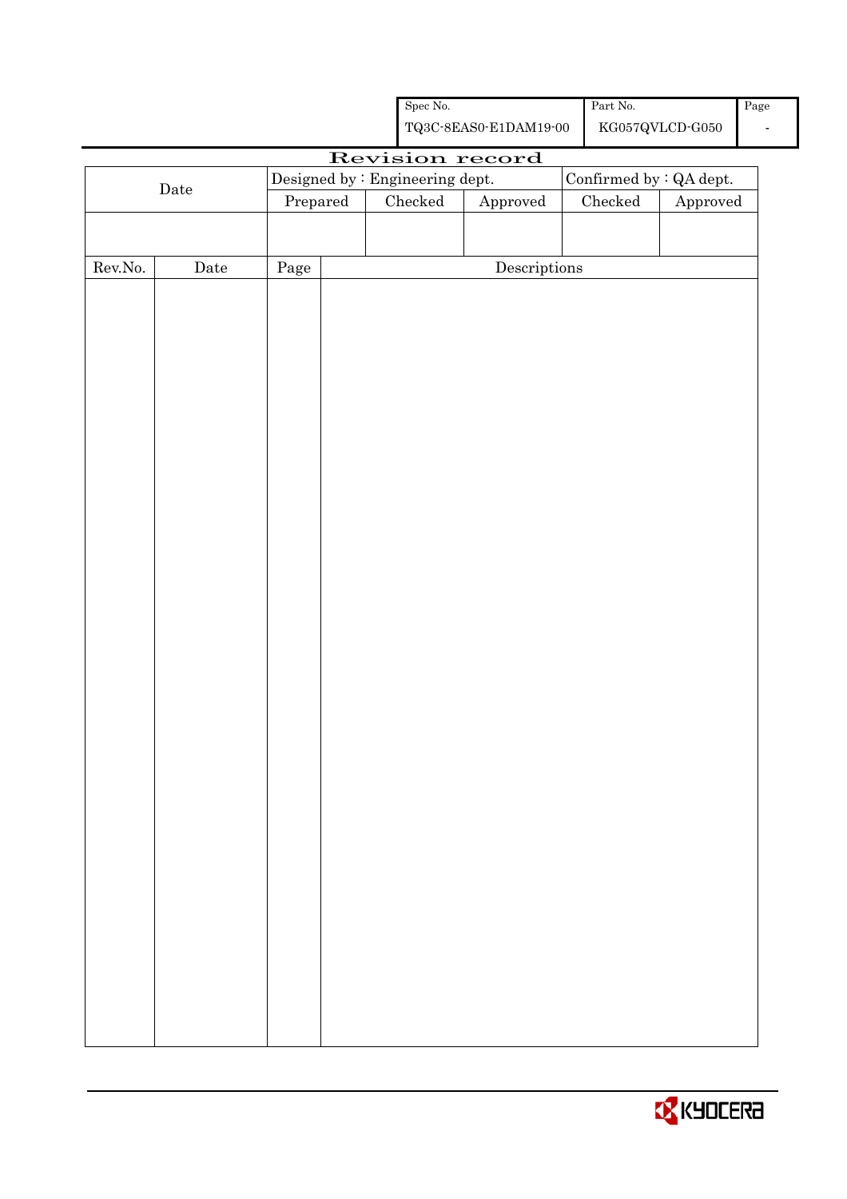| Spec No. | Part No. | Page |
|---|---|---|
| TQ3C-8EAS0-E1DAM19-00 | KG057QVLCD-G050 | - |

# Revision record

| Date | Designed by : Engineering dept. | | | Confirmed by : QA dept. | |
|---|---|---|---|---|---|
| | Prepared | Checked | Approved | Checked | Approved |
| | | | | | |

| Rev.No. | Date | Page | Descriptions |
|---|---|---|---|
| | | | |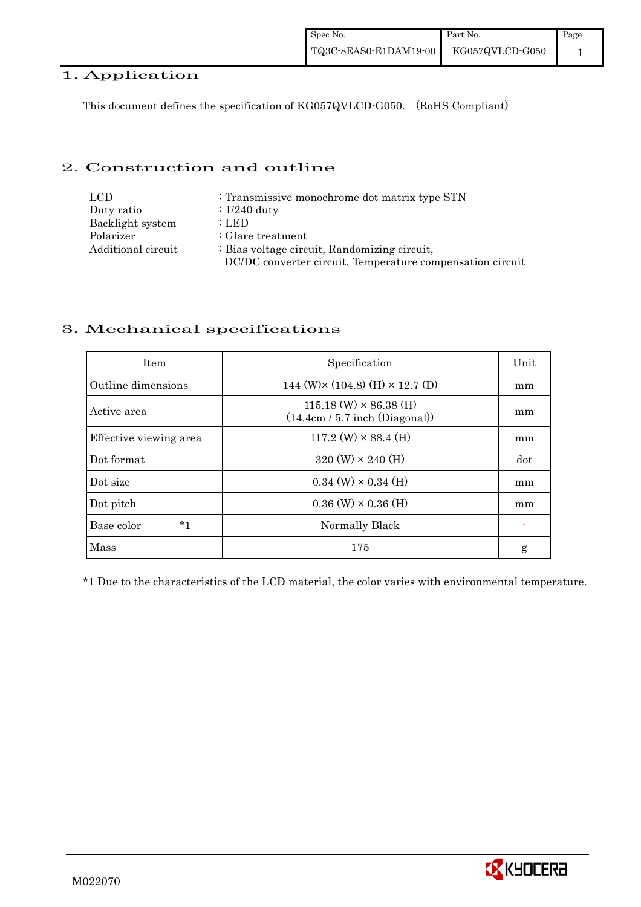## 1. Application

This document defines the specification of KG057QVLCD-G050. (RoHS Compliant)

## 2. Construction and outline

| | |
|---|---|
| LCD | : Transmissive monochrome dot matrix type STN |
| Duty ratio | : 1/240 duty |
| Backlight system | : LED |
| Polarizer | : Glare treatment |
| Additional circuit | : Bias voltage circuit, Randomizing circuit, DC/DC converter circuit, Temperature compensation circuit |

## 3. Mechanical specifications

| Item | Specification | Unit |
|---|---|---|
| Outline dimensions | 144 (W)× (104.8) (H) × 12.7 (D) | mm |
| Active area | 115.18 (W) × 86.38 (H) (14.4cm / 5.7 inch (Diagonal)) | mm |
| Effective viewing area | 117.2 (W) × 88.4 (H) | mm |
| Dot format | 320 (W) × 240 (H) | dot |
| Dot size | 0.34 (W) × 0.34 (H) | mm |
| Dot pitch | 0.36 (W) × 0.36 (H) | mm |
| Base color *1 | Normally Black | - |
| Mass | 175 | g |

*1 Due to the characteristics of the LCD material, the color varies with environmental temperature.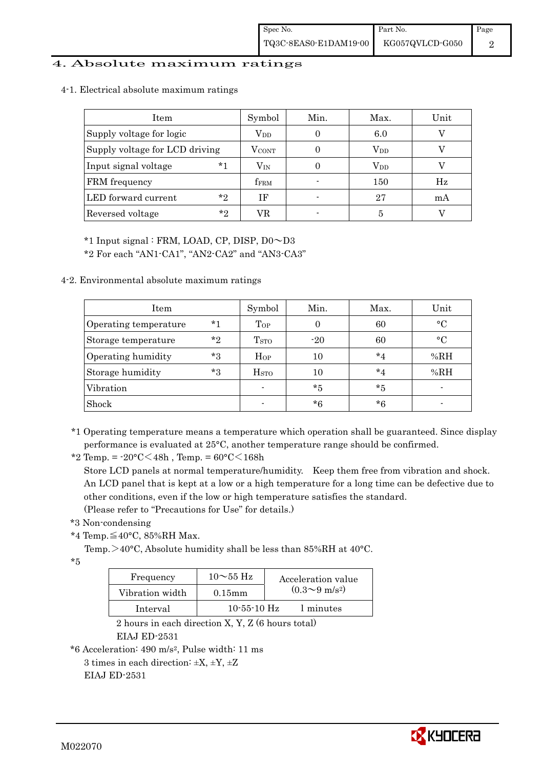# 4. Absolute maximum ratings

## 4-1. Electrical absolute maximum ratings

| Item | Symbol | Min. | Max. | Unit |
|---|---|---|---|---|
| Supply voltage for logic | $V_{DD}$ | 0 | 6.0 | V |
| Supply voltage for LCD driving | $V_{CONT}$ | 0 | $V_{DD}$ | V |
| Input signal voltage *1 | $V_{IN}$ | 0 | $V_{DD}$ | V |
| FRM frequency | $f_{FRM}$ | - | 150 | Hz |
| LED forward current *2 | IF | - | 27 | mA |
| Reversed voltage *2 | VR | - | 5 | V |

*1 Input signal : FRM, LOAD, CP, DISP, D0～D3

*2 For each "AN1-CA1", "AN2-CA2" and "AN3-CA3"

## 4-2. Environmental absolute maximum ratings

| Item | Symbol | Min. | Max. | Unit |
|---|---|---|---|---|
| Operating temperature *1 | $T_{OP}$ | 0 | 60 | °C |
| Storage temperature *2 | $T_{STO}$ | -20 | 60 | °C |
| Operating humidity *3 | $H_{OP}$ | 10 | *4 | %RH |
| Storage humidity *3 | $H_{STO}$ | 10 | *4 | %RH |
| Vibration | - | *5 | *5 | - |
| Shock | - | *6 | *6 | - |

*1 Operating temperature means a temperature which operation shall be guaranteed. Since display performance is evaluated at 25°C, another temperature range should be confirmed.

*2 Temp. = -20°C<48h , Temp. = 60°C<168h

Store LCD panels at normal temperature/humidity. Keep them free from vibration and shock. An LCD panel that is kept at a low or a high temperature for a long time can be defective due to other conditions, even if the low or high temperature satisfies the standard.
(Please refer to "Precautions for Use" for details.)

*3 Non-condensing

*4 Temp.≦40°C, 85%RH Max.

Temp.>40°C, Absolute humidity shall be less than 85%RH at 40°C.

*5

| Frequency | 10～55 Hz | Acceleration value ($0.3～9\ m/s^2$) |
|---|---|---|
| Vibration width | 0.15mm | |
| Interval | 10-55-10 Hz | 1 minutes |

2 hours in each direction X, Y, Z (6 hours total)
EIAJ ED-2531

*6 Acceleration: 490 $m/s^2$, Pulse width: 11 ms
3 times in each direction: ±X, ±Y, ±Z
EIAJ ED-2531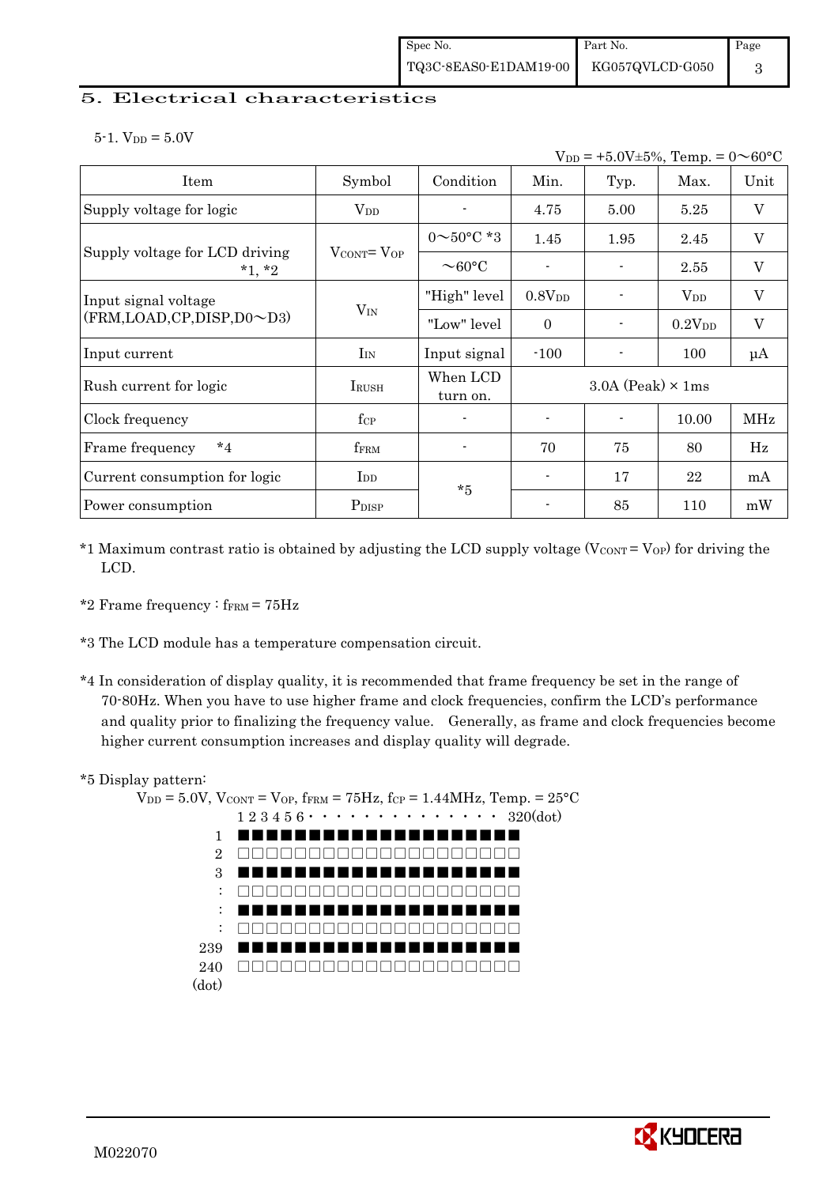## 5. Electrical characteristics

5-1. $V_{DD}$ = 5.0V

$V_{DD}$ = +5.0V±5%, Temp. = 0～60°C

| Item | Symbol | Condition | Min. | Typ. | Max. | Unit |
|---|---|---|---|---|---|---|
| Supply voltage for logic | $V_{DD}$ | - | 4.75 | 5.00 | 5.25 | V |
| Supply voltage for LCD driving *1, *2 | $V_{CONT}$= $V_{OP}$ | 0～50°C *3 | 1.45 | 1.95 | 2.45 | V |
| | | ～60°C | - | - | 2.55 | V |
| Input signal voltage (FRM,LOAD,CP,DISP,D0～D3) | $V_{IN}$ | "High" level | 0.8$V_{DD}$ | - | $V_{DD}$ | V |
| | | "Low" level | 0 | - | 0.2$V_{DD}$ | V |
| Input current | $I_{IN}$ | Input signal | -100 | - | 100 | μA |
| Rush current for logic | $I_{RUSH}$ | When LCD turn on. | 3.0A (Peak) × 1ms | | | |
| Clock frequency | $f_{CP}$ | - | - | - | 10.00 | MHz |
| Frame frequency *4 | $f_{FRM}$ | - | 70 | 75 | 80 | Hz |
| Current consumption for logic | $I_{DD}$ | *5 | - | 17 | 22 | mA |
| Power consumption | $P_{DISP}$ | | - | 85 | 110 | mW |

*1 Maximum contrast ratio is obtained by adjusting the LCD supply voltage ($V_{CONT}$ = $V_{OP}$) for driving the LCD.

*2 Frame frequency : $f_{FRM}$ = 75Hz

*3 The LCD module has a temperature compensation circuit.

*4 In consideration of display quality, it is recommended that frame frequency be set in the range of 70-80Hz. When you have to use higher frame and clock frequencies, confirm the LCD's performance and quality prior to finalizing the frequency value. Generally, as frame and clock frequencies become higher current consumption increases and display quality will degrade.

*5 Display pattern:

$V_{DD}$ = 5.0V, $V_{CONT}$ = $V_{OP}$, $f_{FRM}$ = 75Hz, $f_{CP}$ = 1.44MHz, Temp. = 25°C

```
        1 2 3 4 5 6 · · · · · · · · · · · · · · 320(dot)
  1     ■■■■■■■■■■■■■■■■■■■■
  2     □□□□□□□□□□□□□□□□□□□□
  3     ■■■■■■■■■■■■■■■■■■■■
  :     □□□□□□□□□□□□□□□□□□□□
  :     ■■■■■■■■■■■■■■■■■■■■
  :     □□□□□□□□□□□□□□□□□□□□
239     ■■■■■■■■■■■■■■■■■■■■
240     □□□□□□□□□□□□□□□□□□□□
(dot)
```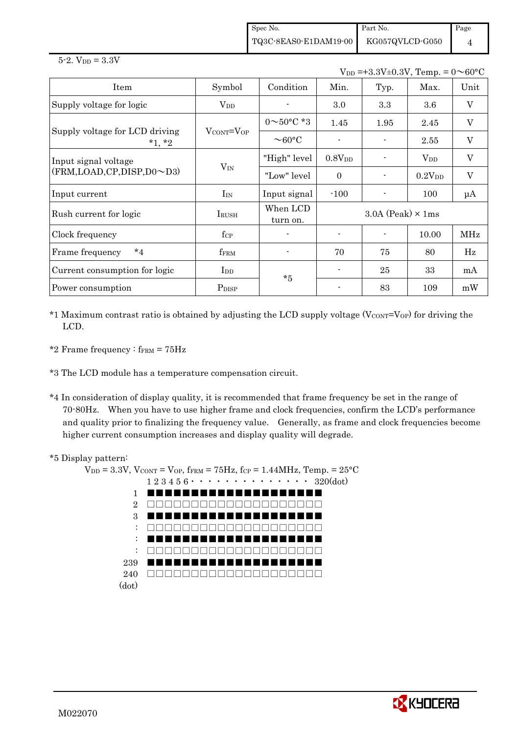5-2. $V_{DD}$ = 3.3V

$V_{DD}$ =+3.3V±0.3V, Temp. = 0～60°C

| Item | Symbol | Condition | Min. | Typ. | Max. | Unit |
|---|---|---|---|---|---|---|
| Supply voltage for logic | $V_{DD}$ | - | 3.0 | 3.3 | 3.6 | V |
| Supply voltage for LCD driving *1, *2 | $V_{CONT}=V_{OP}$ | 0～50°C *3 | 1.45 | 1.95 | 2.45 | V |
| | | ～60°C | - | - | 2.55 | V |
| Input signal voltage (FRM,LOAD,CP,DISP,D0～D3) | $V_{IN}$ | "High" level | 0.8$V_{DD}$ | - | $V_{DD}$ | V |
| | | "Low" level | 0 | - | 0.2$V_{DD}$ | V |
| Input current | $I_{IN}$ | Input signal | -100 | - | 100 | μA |
| Rush current for logic | $I_{RUSH}$ | When LCD turn on. | 3.0A (Peak) × 1ms | | | |
| Clock frequency | $f_{CP}$ | - | - | - | 10.00 | MHz |
| Frame frequency *4 | $f_{FRM}$ | - | 70 | 75 | 80 | Hz |
| Current consumption for logic | $I_{DD}$ | *5 | - | 25 | 33 | mA |
| Power consumption | $P_{DISP}$ | | - | 83 | 109 | mW |

*1 Maximum contrast ratio is obtained by adjusting the LCD supply voltage ($V_{CONT}=V_{OP}$) for driving the LCD.

*2 Frame frequency : $f_{FRM}$ = 75Hz

*3 The LCD module has a temperature compensation circuit.

*4 In consideration of display quality, it is recommended that frame frequency be set in the range of 70-80Hz. When you have to use higher frame and clock frequencies, confirm the LCD's performance and quality prior to finalizing the frequency value. Generally, as frame and clock frequencies become higher current consumption increases and display quality will degrade.

*5 Display pattern:

$V_{DD}$ = 3.3V, $V_{CONT}$ = $V_{OP}$, $f_{FRM}$ = 75Hz, $f_{CP}$ = 1.44MHz, Temp. = 25°C

```
      1 2 3 4 5 6 · · · · · · · · · · · · · 320(dot)
  1   ■■■■■■■■■■■■■■■■■■■■
  2   □□□□□□□□□□□□□□□□□□□□
  3   ■■■■■■■■■■■■■■■■■■■■
  :   □□□□□□□□□□□□□□□□□□□□
  :   ■■■■■■■■■■■■■■■■■■■■
  :   □□□□□□□□□□□□□□□□□□□□
239   ■■■■■■■■■■■■■■■■■■■■
240   □□□□□□□□□□□□□□□□□□□□
(dot)
```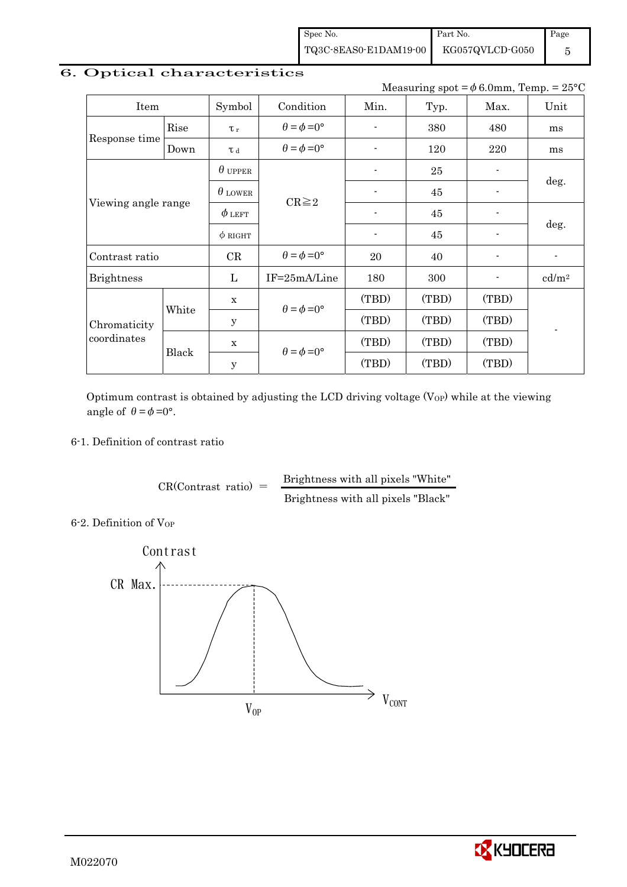## 6. Optical characteristics

Measuring spot = $\phi$ 6.0mm, Temp. = 25°C

| Item | | Symbol | Condition | Min. | Typ. | Max. | Unit |
|---|---|---|---|---|---|---|---|
| Response time | Rise | $\tau_r$ | $\theta = \phi = 0°$ | - | 380 | 480 | ms |
| | Down | $\tau_d$ | $\theta = \phi = 0°$ | - | 120 | 220 | ms |
| Viewing angle range | | $\theta_{UPPER}$ | CR≧2 | - | 25 | - | deg. |
| | | $\theta_{LOWER}$ | | - | 45 | - | |
| | | $\phi_{LEFT}$ | | - | 45 | - | deg. |
| | | $\phi_{RIGHT}$ | | - | 45 | - | |
| Contrast ratio | | CR | $\theta = \phi = 0°$ | 20 | 40 | - | - |
| Brightness | | L | IF=25mA/Line | 180 | 300 | - | cd/m² |
| Chromaticity coordinates | White | x | $\theta = \phi = 0°$ | (TBD) | (TBD) | (TBD) | - |
| | | y | | (TBD) | (TBD) | (TBD) | |
| | Black | x | $\theta = \phi = 0°$ | (TBD) | (TBD) | (TBD) | |
| | | y | | (TBD) | (TBD) | (TBD) | |

Optimum contrast is obtained by adjusting the LCD driving voltage ($V_{OP}$) while at the viewing angle of $\theta = \phi = 0°$.

### 6-1. Definition of contrast ratio

$$CR(\text{Contrast ratio}) = \frac{\text{Brightness with all pixels "White"}}{\text{Brightness with all pixels "Black"}}$$

### 6-2. Definition of $V_{OP}$

Contrast

CR Max.

$V_{OP}$

$V_{CONT}$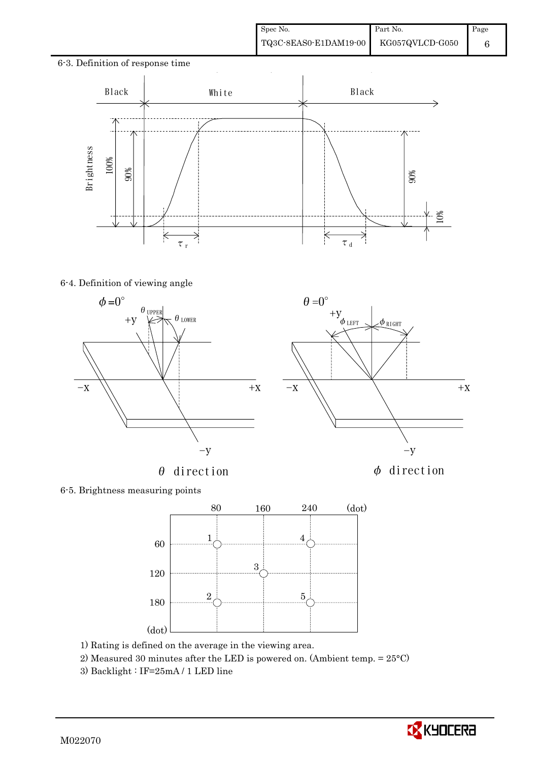6-3. Definition of response time

Black | White | Black

Brightness 100% 90% 90% 10%

$\tau_r$ $\tau_d$

6-4. Definition of viewing angle

$\phi = 0°$ $\theta_{UPPER}$ $\theta_{LOWER}$ +y −x +x −y

$\theta$ direction

$\theta = 0°$ $\phi_{LEFT}$ $\phi_{RIGHT}$ +y −x +x −y

$\phi$ direction

6-5. Brightness measuring points

| (dot) | 80 | 160 | 240 |
|---|---|---|---|
| 60 | 1 | | 4 |
| 120 | | 3 | |
| 180 | 2 | | 5 |

1) Rating is defined on the average in the viewing area.

2) Measured 30 minutes after the LED is powered on. (Ambient temp. = 25°C)

3) Backlight : IF=25mA / 1 LED line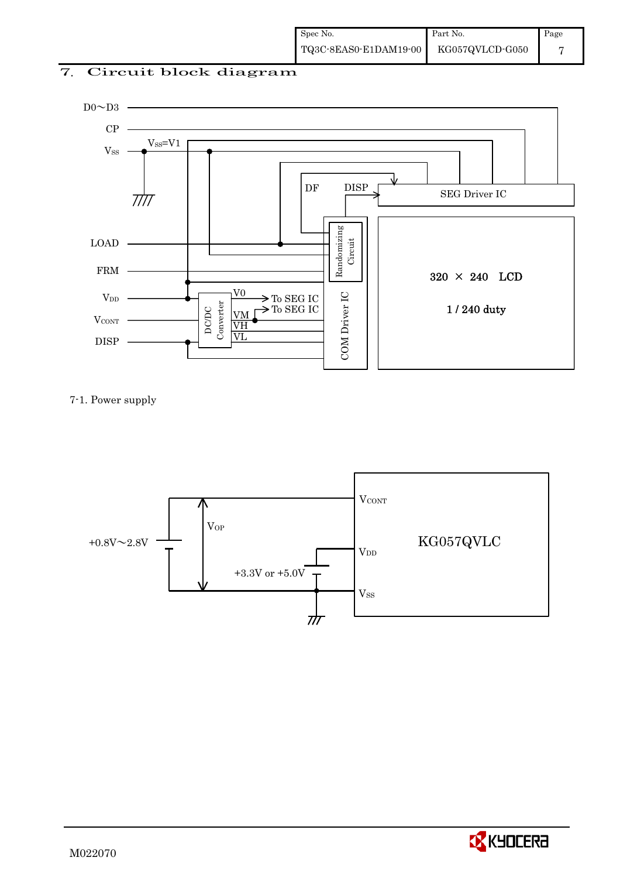## 7. Circuit block diagram

D0～D3

CP

$V_{SS}$ $V_{SS}$=V1

DF DISP

SEG Driver IC

LOAD

Randomizing Circuit

FRM

320 × 240 LCD

1 / 240 duty

$V_{DD}$

V0 → To SEG IC

DC/DC Converter

VM → To SEG IC

$V_{CONT}$

VH

VL

DISP

COM Driver IC

7-1. Power supply

$V_{CONT}$

$V_{OP}$

+0.8V～2.8V

KG057QVLC

$V_{DD}$

+3.3V or +5.0V

$V_{SS}$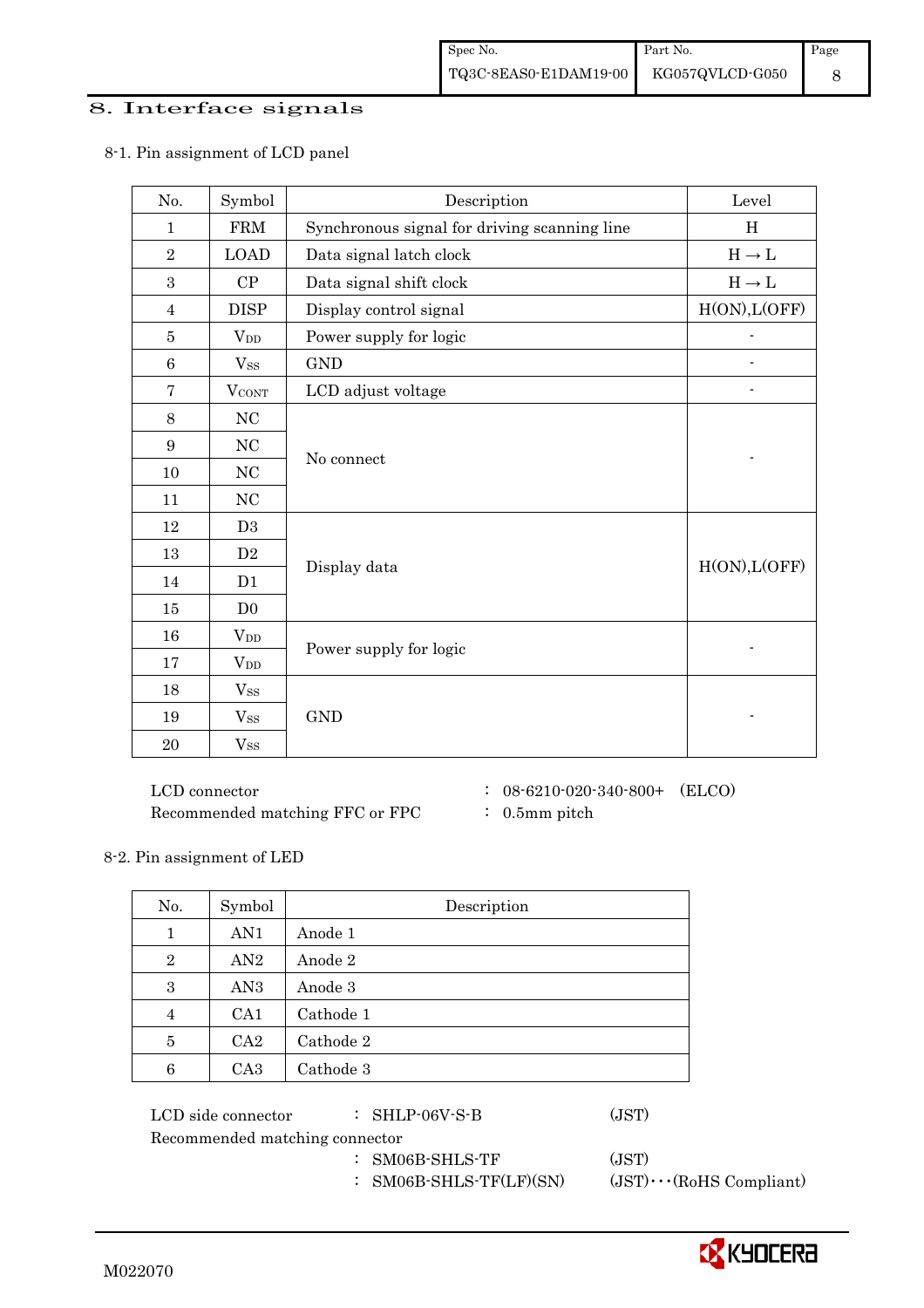## 8. Interface signals

### 8-1. Pin assignment of LCD panel

| No. | Symbol | Description | Level |
|---|---|---|---|
| 1 | FRM | Synchronous signal for driving scanning line | H |
| 2 | LOAD | Data signal latch clock | H → L |
| 3 | CP | Data signal shift clock | H → L |
| 4 | DISP | Display control signal | H(ON),L(OFF) |
| 5 | $V_{DD}$ | Power supply for logic | - |
| 6 | $V_{SS}$ | GND | - |
| 7 | $V_{CONT}$ | LCD adjust voltage | - |
| 8 | NC | No connect | - |
| 9 | NC | | |
| 10 | NC | | |
| 11 | NC | | |
| 12 | D3 | Display data | H(ON),L(OFF) |
| 13 | D2 | | |
| 14 | D1 | | |
| 15 | D0 | | |
| 16 | $V_{DD}$ | Power supply for logic | - |
| 17 | $V_{DD}$ | | |
| 18 | $V_{SS}$ | GND | - |
| 19 | $V_{SS}$ | | |
| 20 | $V_{SS}$ | | |

LCD connector : 08-6210-020-340-800+ (ELCO)
Recommended matching FFC or FPC : 0.5mm pitch

### 8-2. Pin assignment of LED

| No. | Symbol | Description |
|---|---|---|
| 1 | AN1 | Anode 1 |
| 2 | AN2 | Anode 2 |
| 3 | AN3 | Anode 3 |
| 4 | CA1 | Cathode 1 |
| 5 | CA2 | Cathode 2 |
| 6 | CA3 | Cathode 3 |

LCD side connector : SHLP-06V-S-B (JST)
Recommended matching connector
: SM06B-SHLS-TF (JST)
: SM06B-SHLS-TF(LF)(SN) (JST)・・・(RoHS Compliant)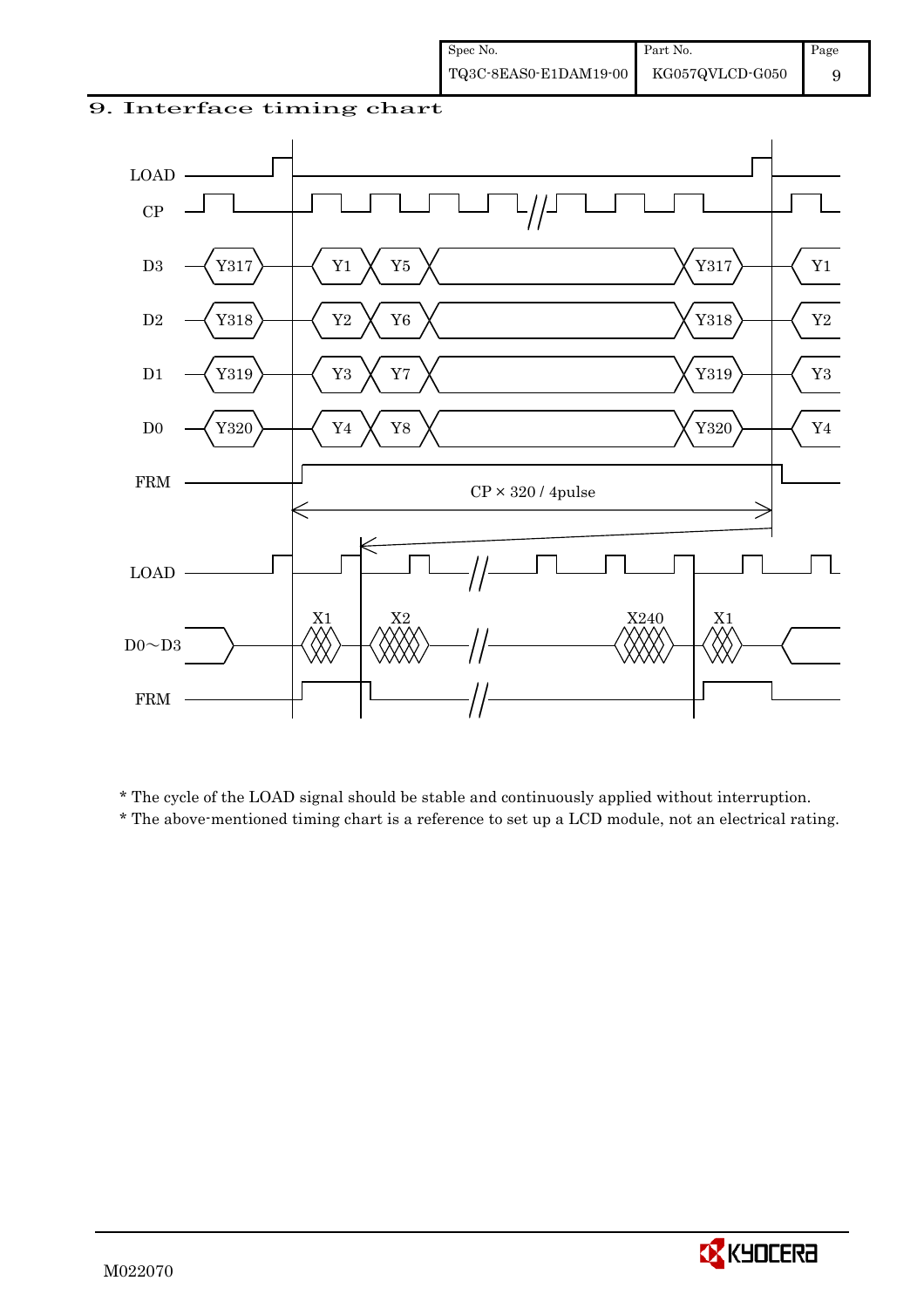## 9. Interface timing chart

LOAD

CP

D3 Y317 Y1 Y5 Y317 Y1

D2 Y318 Y2 Y6 Y318 Y2

D1 Y319 Y3 Y7 Y319 Y3

D0 Y320 Y4 Y8 Y320 Y4

FRM

CP × 320 / 4pulse

LOAD

D0～D3 X1 X2 X240 X1

FRM

* The cycle of the LOAD signal should be stable and continuously applied without interruption.
* The above-mentioned timing chart is a reference to set up a LCD module, not an electrical rating.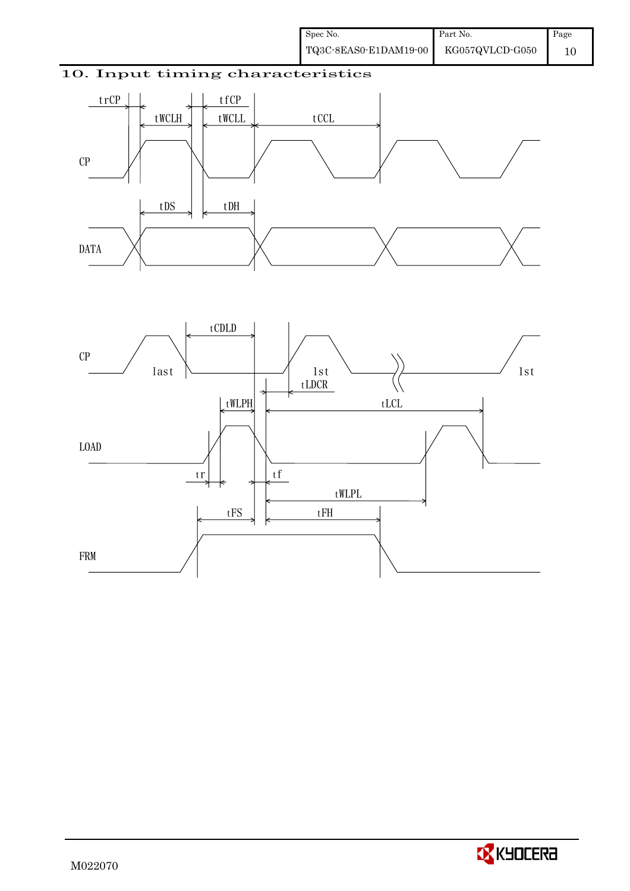## 10. Input timing characteristics

trCP, tfCP, tWCLH, tWCLL, tCCL

CP

tDS, tDH

DATA

tCDLD

CP

last

1st

tLDCR

1st

tWLPH, tLCL

LOAD

tr, tf

tWLPL

tFS, tFH

FRM

M022070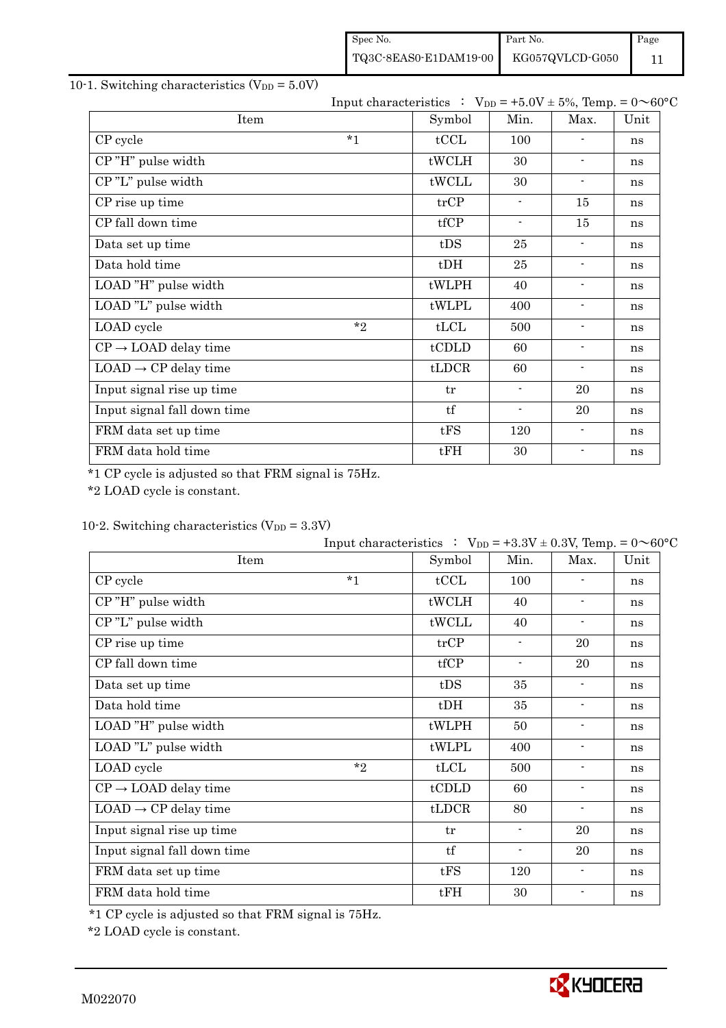## 10-1. Switching characteristics ($V_{DD}$ = 5.0V)

Input characteristics ： $V_{DD}$ = +5.0V ± 5%, Temp. = 0～60°C

| Item | | Symbol | Min. | Max. | Unit |
|---|---|---|---|---|---|
| CP cycle | *1 | tCCL | 100 | - | ns |
| CP "H" pulse width | | tWCLH | 30 | - | ns |
| CP "L" pulse width | | tWCLL | 30 | - | ns |
| CP rise up time | | trCP | - | 15 | ns |
| CP fall down time | | tfCP | - | 15 | ns |
| Data set up time | | tDS | 25 | - | ns |
| Data hold time | | tDH | 25 | - | ns |
| LOAD "H" pulse width | | tWLPH | 40 | - | ns |
| LOAD "L" pulse width | | tWLPL | 400 | - | ns |
| LOAD cycle | *2 | tLCL | 500 | - | ns |
| CP → LOAD delay time | | tCDLD | 60 | - | ns |
| LOAD → CP delay time | | tLDCR | 60 | - | ns |
| Input signal rise up time | | tr | - | 20 | ns |
| Input signal fall down time | | tf | - | 20 | ns |
| FRM data set up time | | tFS | 120 | - | ns |
| FRM data hold time | | tFH | 30 | - | ns |

*1 CP cycle is adjusted so that FRM signal is 75Hz.

*2 LOAD cycle is constant.

## 10-2. Switching characteristics ($V_{DD}$ = 3.3V)

Input characteristics ： $V_{DD}$ = +3.3V ± 0.3V, Temp. = 0～60°C

| Item | | Symbol | Min. | Max. | Unit |
|---|---|---|---|---|---|
| CP cycle | *1 | tCCL | 100 | - | ns |
| CP "H" pulse width | | tWCLH | 40 | - | ns |
| CP "L" pulse width | | tWCLL | 40 | - | ns |
| CP rise up time | | trCP | - | 20 | ns |
| CP fall down time | | tfCP | - | 20 | ns |
| Data set up time | | tDS | 35 | - | ns |
| Data hold time | | tDH | 35 | - | ns |
| LOAD "H" pulse width | | tWLPH | 50 | - | ns |
| LOAD "L" pulse width | | tWLPL | 400 | - | ns |
| LOAD cycle | *2 | tLCL | 500 | - | ns |
| CP → LOAD delay time | | tCDLD | 60 | - | ns |
| LOAD → CP delay time | | tLDCR | 80 | - | ns |
| Input signal rise up time | | tr | - | 20 | ns |
| Input signal fall down time | | tf | - | 20 | ns |
| FRM data set up time | | tFS | 120 | - | ns |
| FRM data hold time | | tFH | 30 | - | ns |

*1 CP cycle is adjusted so that FRM signal is 75Hz.

*2 LOAD cycle is constant.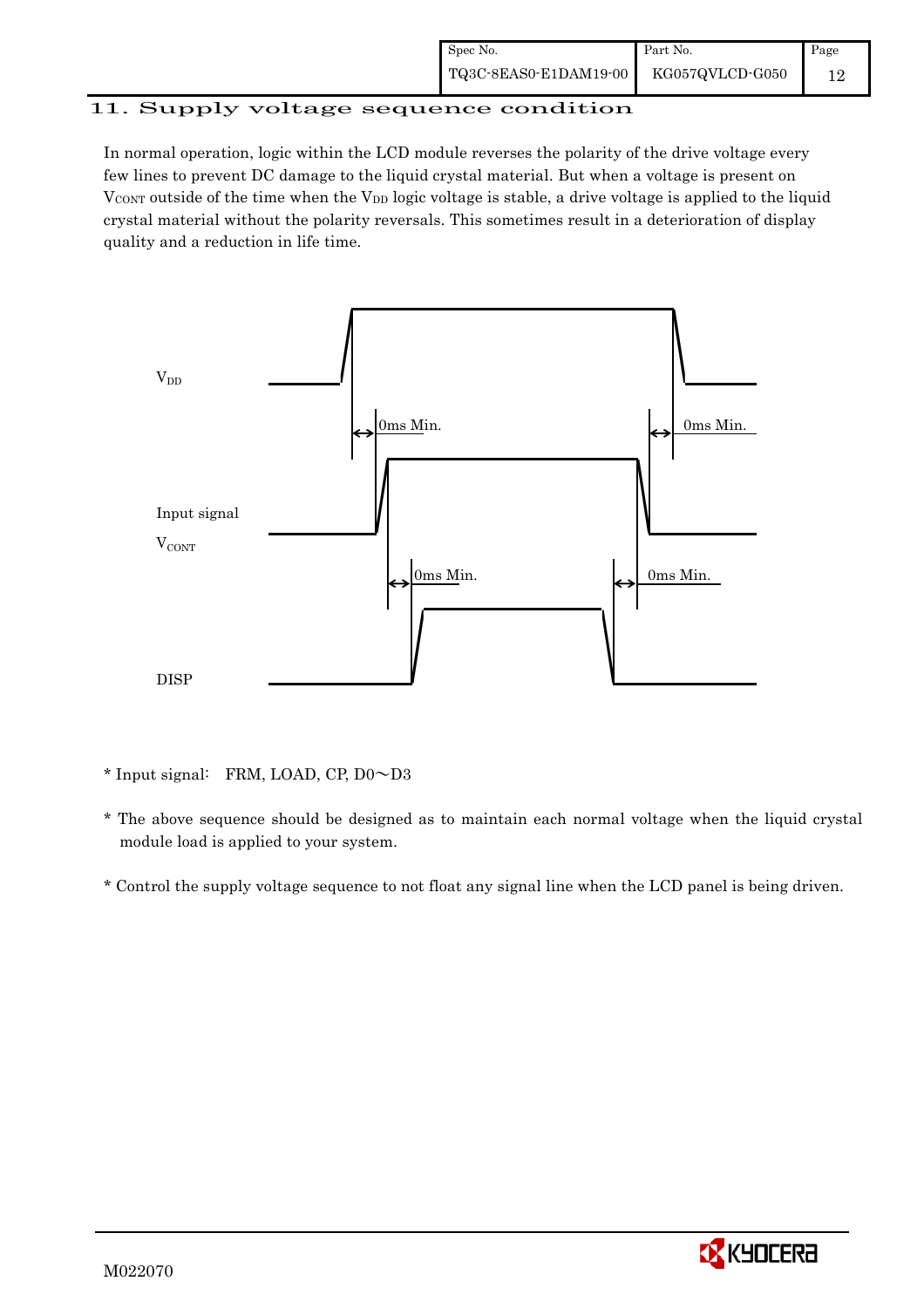## 11. Supply voltage sequence condition

In normal operation, logic within the LCD module reverses the polarity of the drive voltage every few lines to prevent DC damage to the liquid crystal material. But when a voltage is present on $V_{CONT}$ outside of the time when the $V_{DD}$ logic voltage is stable, a drive voltage is applied to the liquid crystal material without the polarity reversals. This sometimes result in a deterioration of display quality and a reduction in life time.

$V_{DD}$

0ms Min. 0ms Min.

Input signal

$V_{CONT}$

0ms Min. 0ms Min.

DISP

* Input signal: FRM, LOAD, CP, D0～D3

* The above sequence should be designed as to maintain each normal voltage when the liquid crystal module load is applied to your system.

* Control the supply voltage sequence to not float any signal line when the LCD panel is being driven.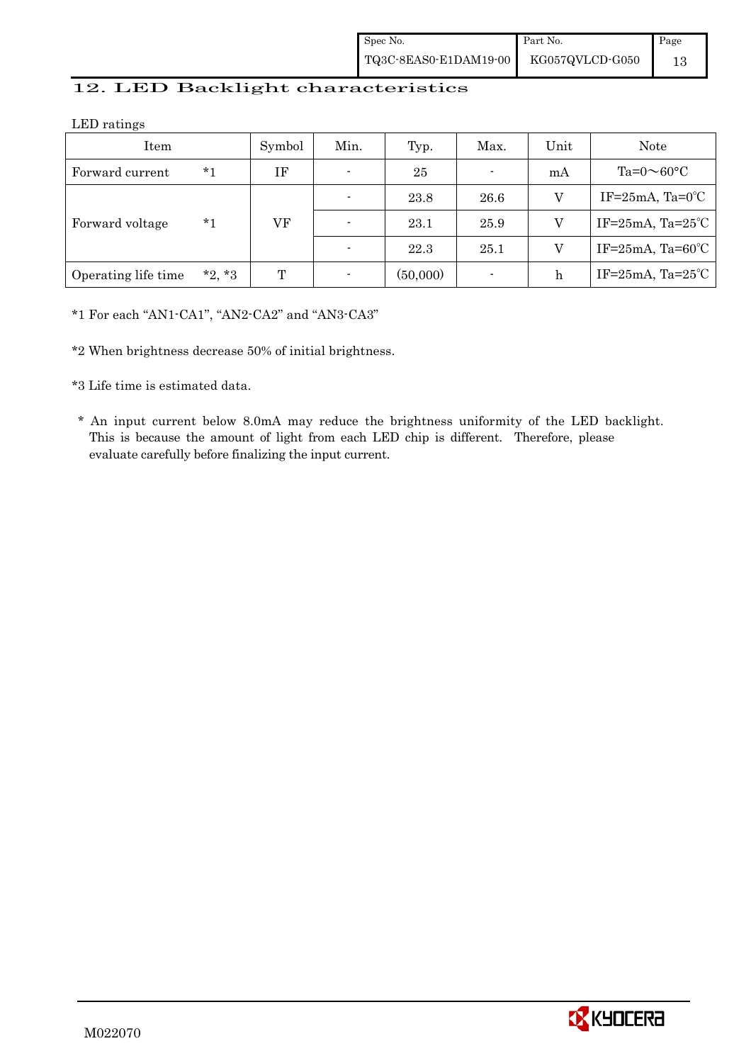## 12. LED Backlight characteristics

LED ratings

| Item | | Symbol | Min. | Typ. | Max. | Unit | Note |
|---|---|---|---|---|---|---|---|
| Forward current | *1 | IF | - | 25 | - | mA | Ta=0～60°C |
| Forward voltage | *1 | VF | - | 23.8 | 26.6 | V | IF=25mA, Ta=0℃ |
| | | | - | 23.1 | 25.9 | V | IF=25mA, Ta=25℃ |
| | | | - | 22.3 | 25.1 | V | IF=25mA, Ta=60℃ |
| Operating life time | *2, *3 | T | - | (50,000) | - | h | IF=25mA, Ta=25℃ |

*1 For each “AN1-CA1”, “AN2-CA2” and “AN3-CA3”

*2 When brightness decrease 50% of initial brightness.

*3 Life time is estimated data.

\* An input current below 8.0mA may reduce the brightness uniformity of the LED backlight. This is because the amount of light from each LED chip is different. Therefore, please evaluate carefully before finalizing the input current.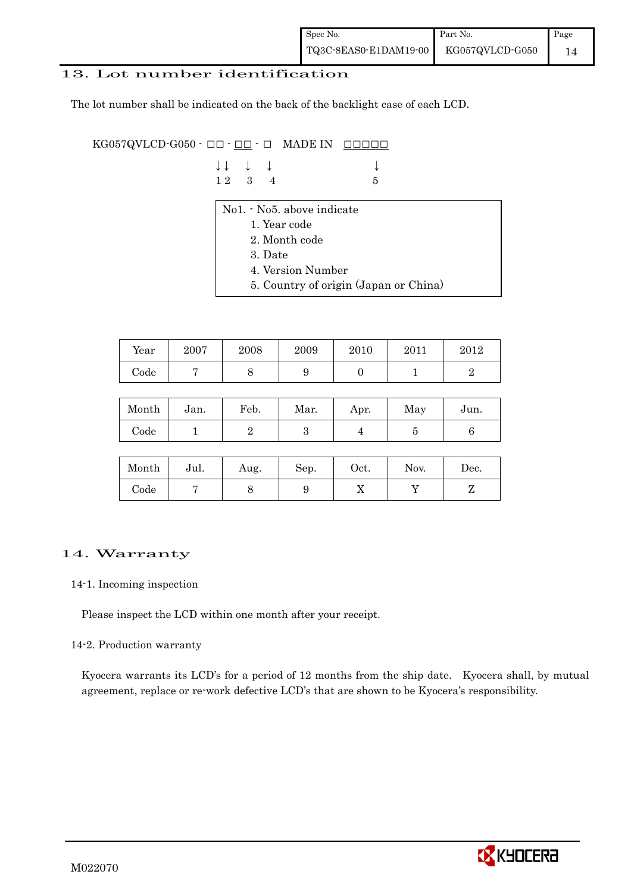## 13. Lot number identification

The lot number shall be indicated on the back of the backlight case of each LCD.

```
KG057QVLCD-G050 - □□ - □□ - □   MADE IN  □□□□□
                  ↓↓    ↓   ↓              ↓
                  1 2   3   4              5
```

No1. - No5. above indicate
1. Year code
2. Month code
3. Date
4. Version Number
5. Country of origin (Japan or China)

| Year | 2007 | 2008 | 2009 | 2010 | 2011 | 2012 |
|---|---|---|---|---|---|---|
| Code | 7 | 8 | 9 | 0 | 1 | 2 |

| Month | Jan. | Feb. | Mar. | Apr. | May | Jun. |
|---|---|---|---|---|---|---|
| Code | 1 | 2 | 3 | 4 | 5 | 6 |

| Month | Jul. | Aug. | Sep. | Oct. | Nov. | Dec. |
|---|---|---|---|---|---|---|
| Code | 7 | 8 | 9 | X | Y | Z |

## 14. Warranty

### 14-1. Incoming inspection

Please inspect the LCD within one month after your receipt.

### 14-2. Production warranty

Kyocera warrants its LCD's for a period of 12 months from the ship date. Kyocera shall, by mutual agreement, replace or re-work defective LCD's that are shown to be Kyocera's responsibility.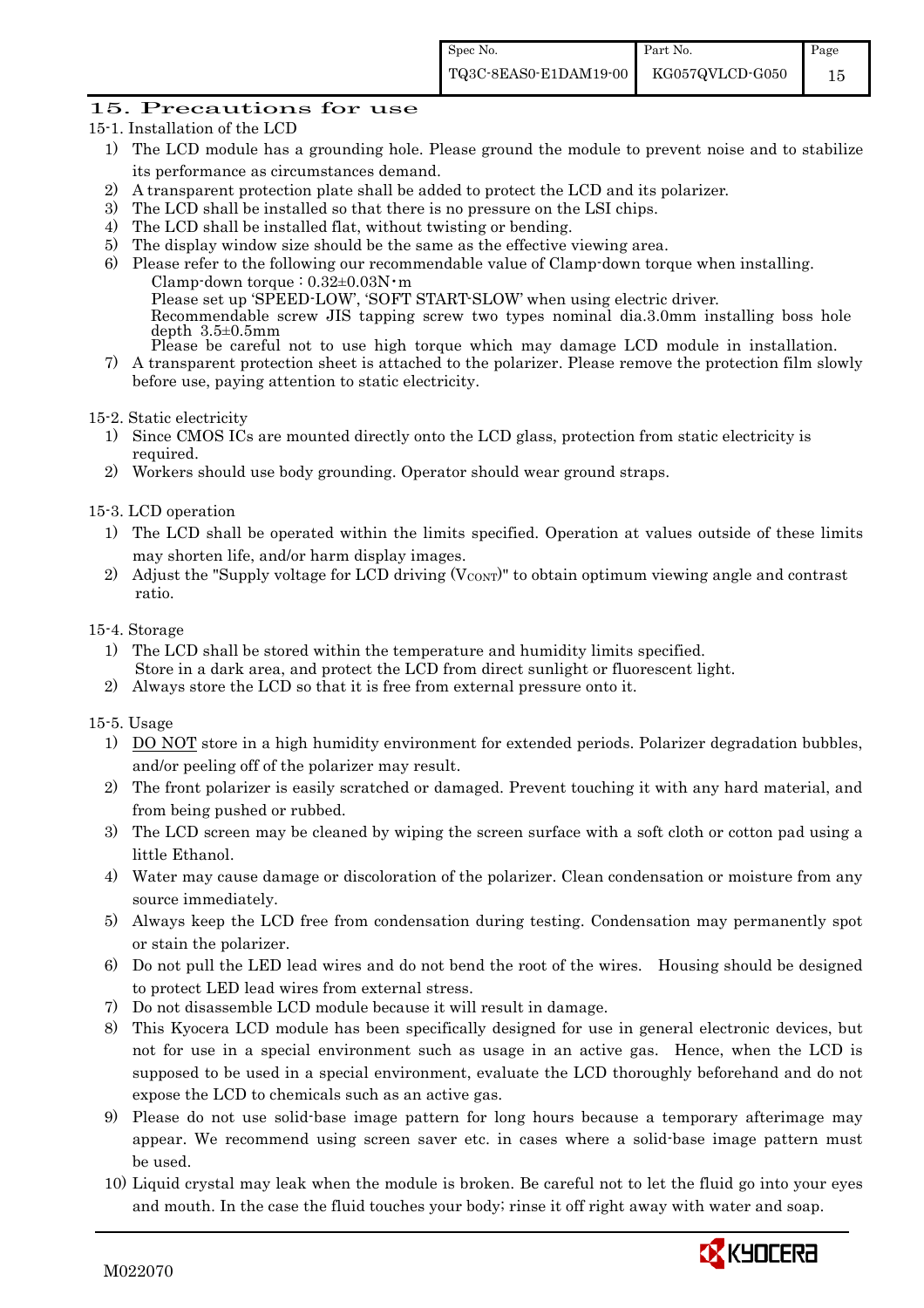# 15. Precautions for use

15-1. Installation of the LCD

1) The LCD module has a grounding hole. Please ground the module to prevent noise and to stabilize its performance as circumstances demand.
2) A transparent protection plate shall be added to protect the LCD and its polarizer.
3) The LCD shall be installed so that there is no pressure on the LSI chips.
4) The LCD shall be installed flat, without twisting or bending.
5) The display window size should be the same as the effective viewing area.
6) Please refer to the following our recommendable value of Clamp-down torque when installing.
   Clamp-down torque : 0.32±0.03N・m
   Please set up 'SPEED-LOW', 'SOFT START-SLOW' when using electric driver.
   Recommendable screw JIS tapping screw two types nominal dia.3.0mm installing boss hole depth 3.5±0.5mm
   Please be careful not to use high torque which may damage LCD module in installation.
7) A transparent protection sheet is attached to the polarizer. Please remove the protection film slowly before use, paying attention to static electricity.

15-2. Static electricity

1) Since CMOS ICs are mounted directly onto the LCD glass, protection from static electricity is required.
2) Workers should use body grounding. Operator should wear ground straps.

15-3. LCD operation

1) The LCD shall be operated within the limits specified. Operation at values outside of these limits may shorten life, and/or harm display images.
2) Adjust the "Supply voltage for LCD driving ($V_{CONT}$)" to obtain optimum viewing angle and contrast ratio.

15-4. Storage

1) The LCD shall be stored within the temperature and humidity limits specified.
   Store in a dark area, and protect the LCD from direct sunlight or fluorescent light.
2) Always store the LCD so that it is free from external pressure onto it.

15-5. Usage

1) DO NOT store in a high humidity environment for extended periods. Polarizer degradation bubbles, and/or peeling off of the polarizer may result.
2) The front polarizer is easily scratched or damaged. Prevent touching it with any hard material, and from being pushed or rubbed.
3) The LCD screen may be cleaned by wiping the screen surface with a soft cloth or cotton pad using a little Ethanol.
4) Water may cause damage or discoloration of the polarizer. Clean condensation or moisture from any source immediately.
5) Always keep the LCD free from condensation during testing. Condensation may permanently spot or stain the polarizer.
6) Do not pull the LED lead wires and do not bend the root of the wires. Housing should be designed to protect LED lead wires from external stress.
7) Do not disassemble LCD module because it will result in damage.
8) This Kyocera LCD module has been specifically designed for use in general electronic devices, but not for use in a special environment such as usage in an active gas. Hence, when the LCD is supposed to be used in a special environment, evaluate the LCD thoroughly beforehand and do not expose the LCD to chemicals such as an active gas.
9) Please do not use solid-base image pattern for long hours because a temporary afterimage may appear. We recommend using screen saver etc. in cases where a solid-base image pattern must be used.
10) Liquid crystal may leak when the module is broken. Be careful not to let the fluid go into your eyes and mouth. In the case the fluid touches your body; rinse it off right away with water and soap.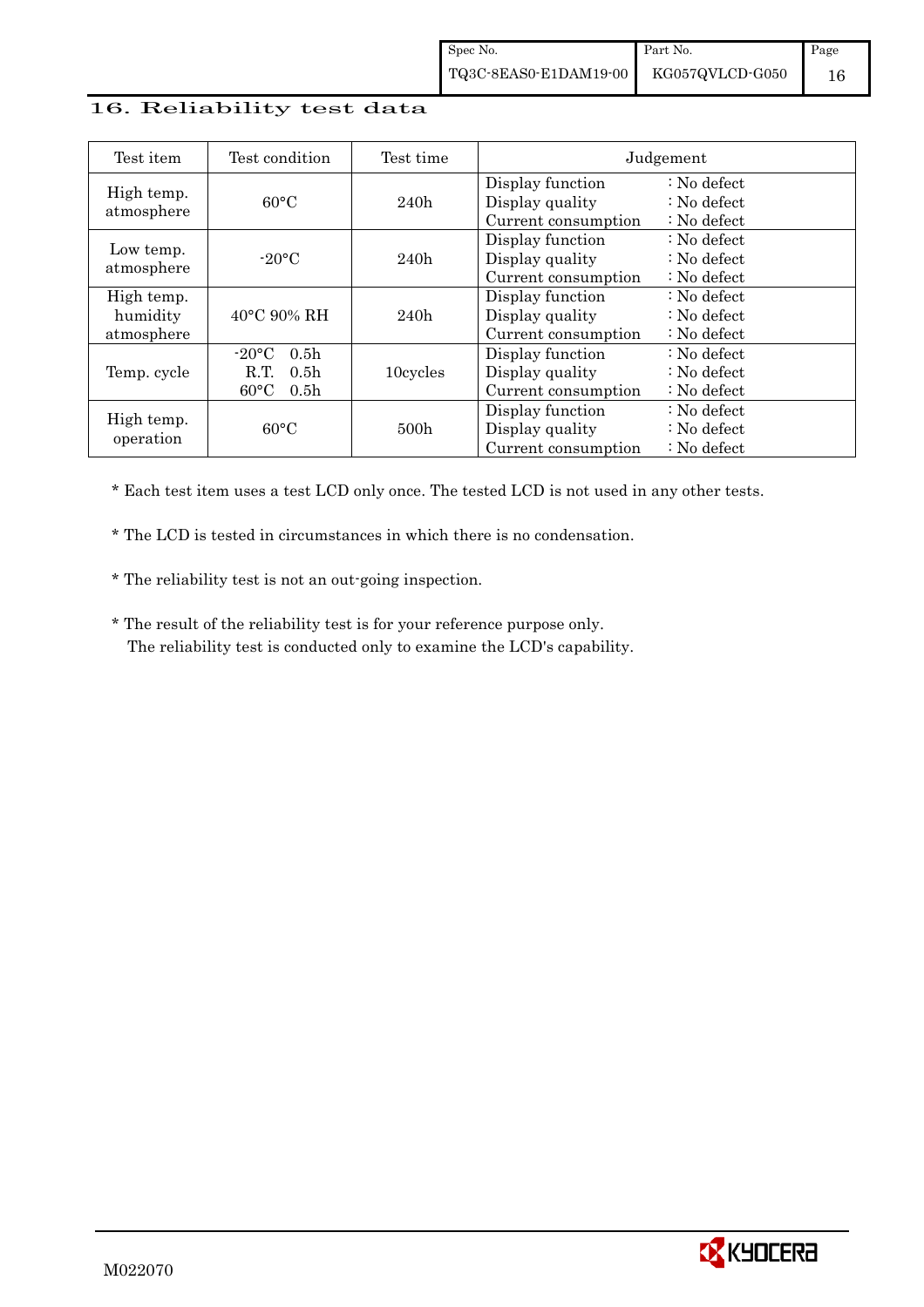## 16. Reliability test data

| Test item | Test condition | Test time | Judgement |
|---|---|---|---|
| High temp. atmosphere | 60°C | 240h | Display function : No defect<br>Display quality : No defect<br>Current consumption : No defect |
| Low temp. atmosphere | -20°C | 240h | Display function : No defect<br>Display quality : No defect<br>Current consumption : No defect |
| High temp. humidity atmosphere | 40°C 90% RH | 240h | Display function : No defect<br>Display quality : No defect<br>Current consumption : No defect |
| Temp. cycle | -20°C 0.5h<br>R.T. 0.5h<br>60°C 0.5h | 10cycles | Display function : No defect<br>Display quality : No defect<br>Current consumption : No defect |
| High temp. operation | 60°C | 500h | Display function : No defect<br>Display quality : No defect<br>Current consumption : No defect |

* Each test item uses a test LCD only once. The tested LCD is not used in any other tests.

* The LCD is tested in circumstances in which there is no condensation.

* The reliability test is not an out-going inspection.

* The result of the reliability test is for your reference purpose only.
  The reliability test is conducted only to examine the LCD's capability.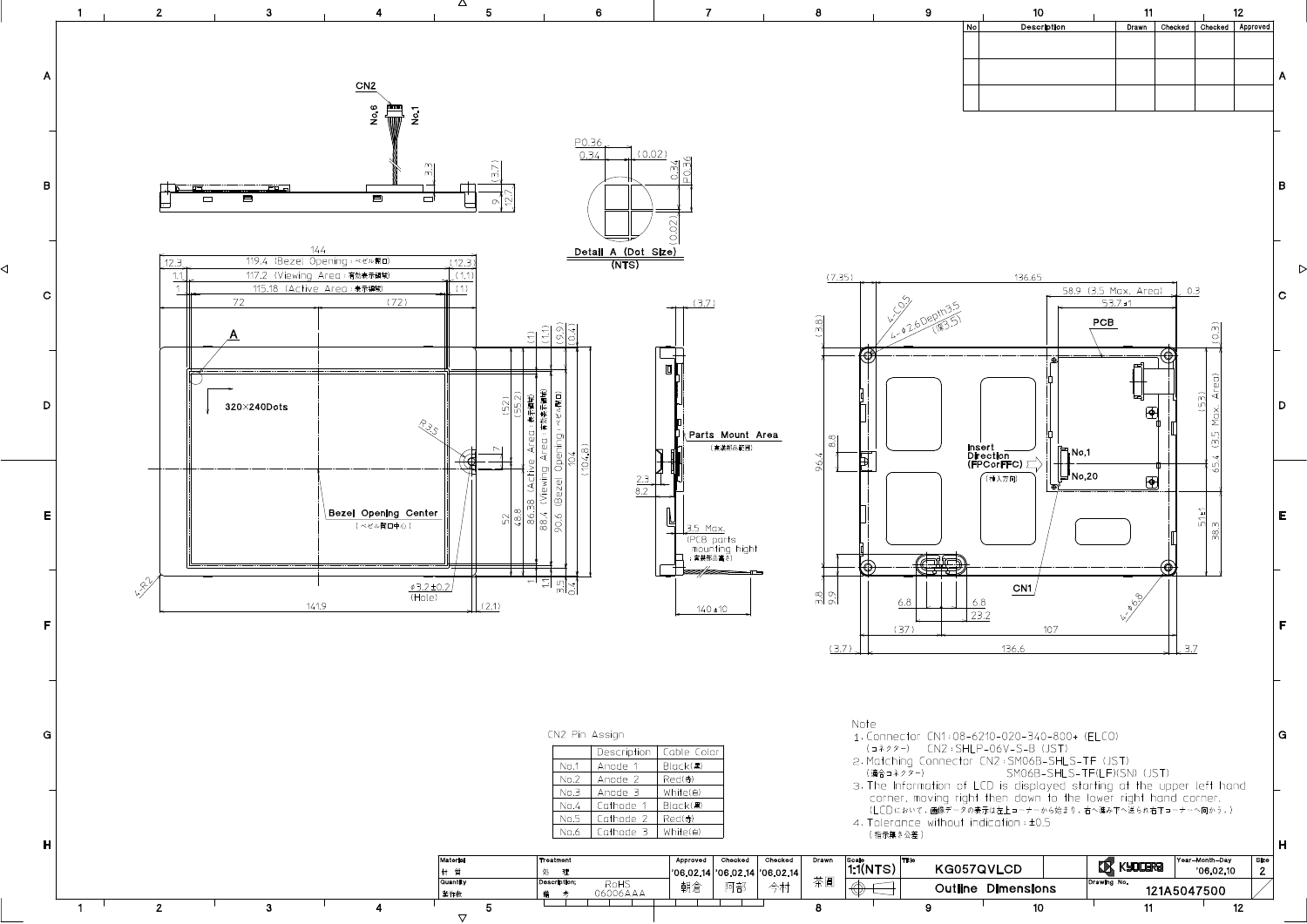| No | Description | Drawn | Checked | Checked | Approved |
|---|---|---|---|---|---|
| | | | | | |
| | | | | | |

CN2

No,6 No,1

Detail A (Dot Size)
(NTS)

P0.36
0.34
(0.02)

144
12.3 119.4 (Bezel Opening:ベゼル開口) (12.3)
1.1 117.2 (Viewing Area:有効表示領域) (1.1)
1 115.18 (Active Area:表示領域) (1)
72 (72)

A

320×240Dots

R3.5

Bezel Opening Center
(ベゼル開口中心)

4-R2

φ3.2±0.2
(Hole)

141.9 (2.1)

(52.1) (55.2) 86.38 (Active Area:表示領域) 88.4 (Viewing Area:有効表示領域) 90.6 (Bezel Opening:ベゼル開口) 104 (104.8)

52 48.8

(3.7)

Parts Mount Area
(実装部品範囲)

2.3
8.2

3.5 Max.
(PCB parts mounting hight
(実装部品高さ))

140±10

(7.35) 136.65
(3.8)
4-C0.5
4-φ2.6Depth3.5
(深3.5)
58.9 (3.5 Max. Area) 0.3
53.7±1
PCB
(0.3)
(53) 65.4 (3.5 Max. Area)
96.4 8.8
Insert Direction (FPCorFFC)
(挿入方向)
No,1
No,20
51±1 38.3
CN1
3.8 9.9
6.8 6.8
23.2
(37) 107
4-φ6.8
(3.7) 136.6 3.7

CN2 Pin Assign

| | Description | Cable Color |
|---|---|---|
| No.1 | Anode 1 | Black(黒) |
| No.2 | Anode 2 | Red(赤) |
| No.3 | Anode 3 | White(白) |
| No.4 | Cathode 1 | Black(黒) |
| No.5 | Cathode 2 | Red(赤) |
| No.6 | Cathode 3 | White(白) |

Note

1. Connector CN1:08-6210-020-340-800+ (ELCO)
   (コネクター) CN2:SHLP-06V-S-B (JST)
2. Matching Connector CN2:SM06B-SHLS-TF (JST)
   (適合コネクター) SM06B-SHLS-TF(LF)(SN) (JST)
3. The information of LCD is displayed starting at the upper left hand corner, moving right then down to the lower right hand corner.
   (LCDにおいて、画像データの表示は左上コーナーから始まり、右へ進み下へ送られ右下コーナーへ向かう。)
4. Tolerance without indication:±0.5
   (指示無き公差)

| Material 材質 | Treatment 処理 | Approved | Checked | Checked | Drawn | Scale | Title | | Year-Month-Day | Size |
|---|---|---|---|---|---|---|---|---|---|---|
| | | '06.02.14 | '06.02.14 | '06.02.14 | | 1:1(NTS) | KG057QVLCD | KYOCERA | '06.02.10 | 2 |
| Quantity 数量 | Description 備考: RoHS 06006AAA | 朝倉 | 阿部 | 今村 | 茶園 | | Outline Dimensions | Drawing No. 121A5047500 | | |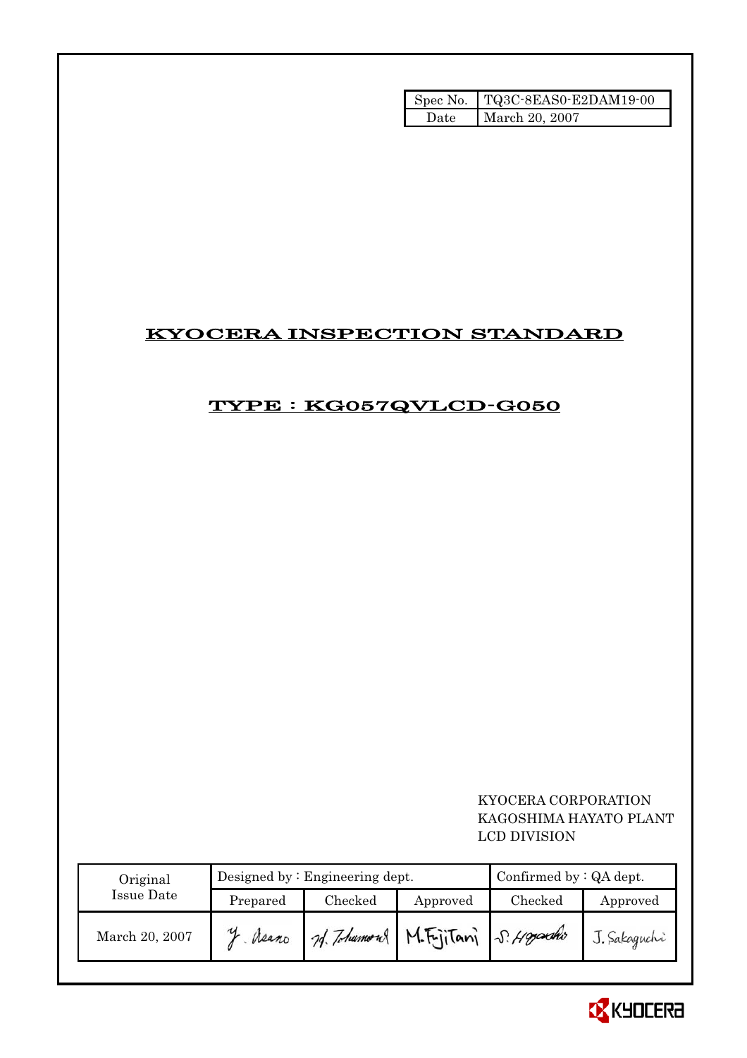| Spec No. | TQ3C-8EAS0-E2DAM19-00 |
| --- | --- |
| Date | March 20, 2007 |

# KYOCERA INSPECTION STANDARD

## TYPE : KG057QVLCD-G050

KYOCERA CORPORATION
KAGOSHIMA HAYATO PLANT
LCD DIVISION

| Original Issue Date | Designed by : Engineering dept. | | | Confirmed by : QA dept. | |
| --- | --- | --- | --- | --- | --- |
| | Prepared | Checked | Approved | Checked | Approved |
| March 20, 2007 | Y. Asano | H. Tohamori | M. Fujitani | S. Higashi | J. Sakaguchi |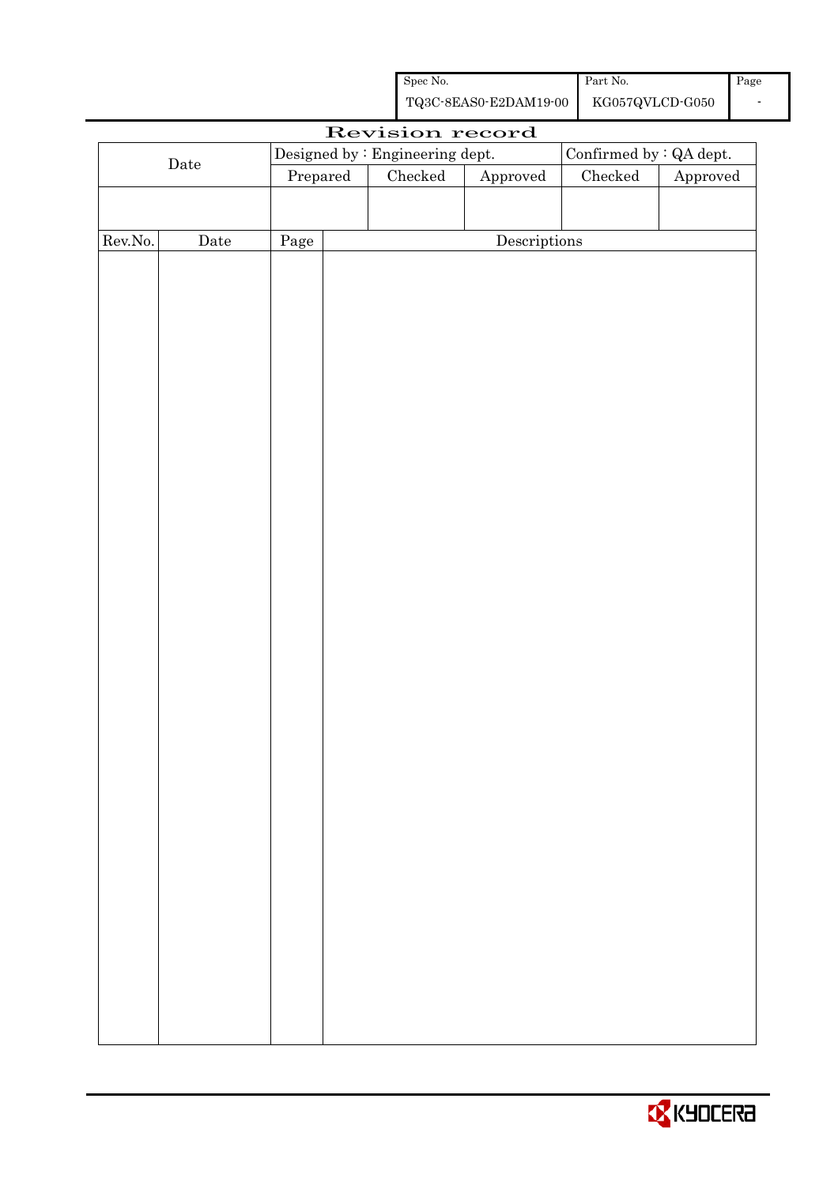| Spec No. | Part No. | Page |
|---|---|---|
| TQ3C-8EAS0-E2DAM19-00 | KG057QVLCD-G050 | - |

# Revision record

| Date | Designed by : Engineering dept. | | | Confirmed by : QA dept. | |
|---|---|---|---|---|---|
| | Prepared | Checked | Approved | Checked | Approved |
| | | | | | |

| Rev.No. | Date | Page | Descriptions |
|---|---|---|---|
| | | | |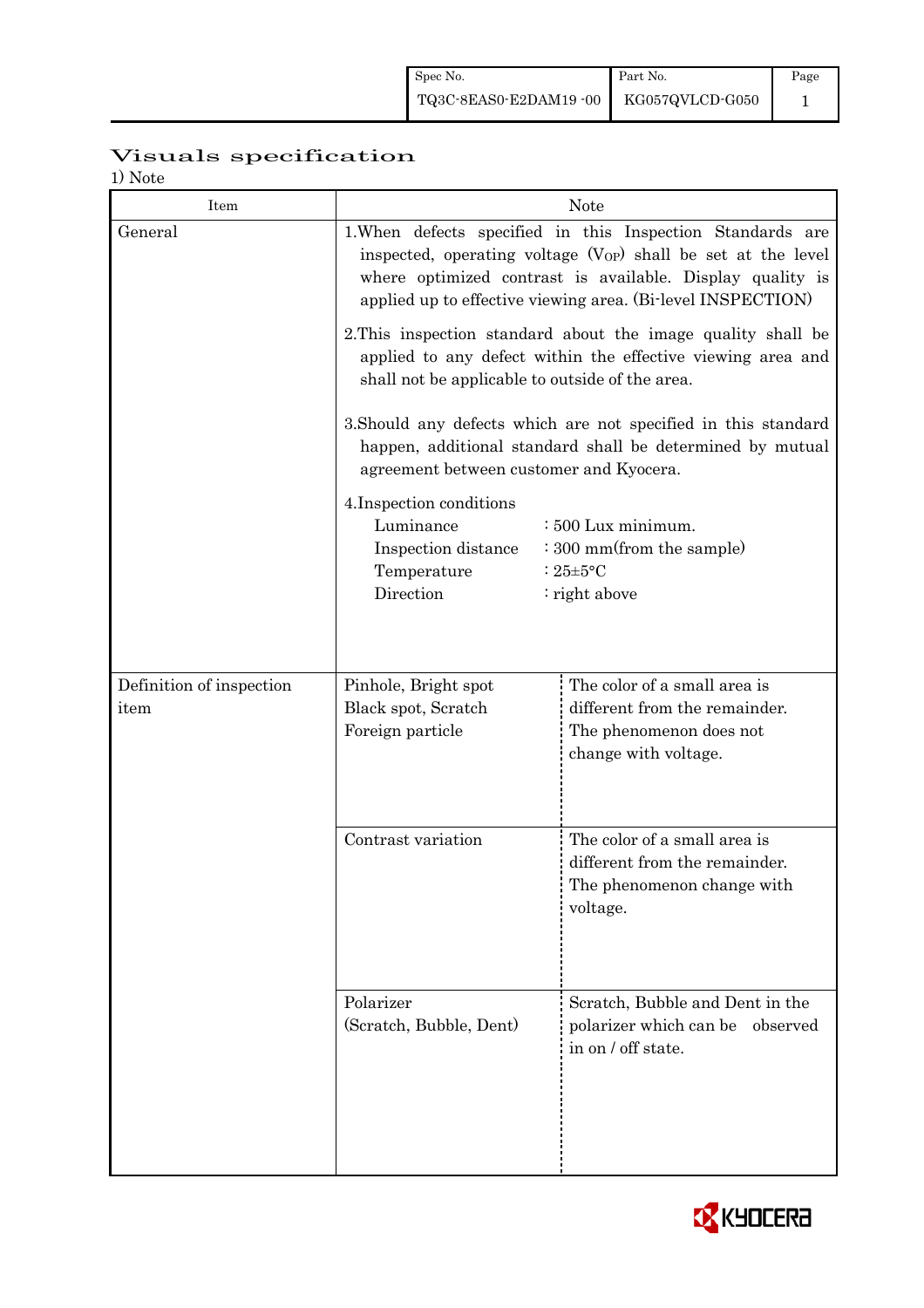# Visuals specification

1) Note

| Item | Note | |
|---|---|---|
| General | 1.When defects specified in this Inspection Standards are inspected, operating voltage ($V_{OP}$) shall be set at the level where optimized contrast is available. Display quality is applied up to effective viewing area. (Bi-level INSPECTION)<br><br>2.This inspection standard about the image quality shall be applied to any defect within the effective viewing area and shall not be applicable to outside of the area.<br><br>3.Should any defects which are not specified in this standard happen, additional standard shall be determined by mutual agreement between customer and Kyocera.<br><br>4.Inspection conditions<br>Luminance : 500 Lux minimum.<br>Inspection distance : 300 mm(from the sample)<br>Temperature : 25±5°C<br>Direction : right above | |
| Definition of inspection item | Pinhole, Bright spot<br>Black spot, Scratch<br>Foreign particle | The color of a small area is different from the remainder. The phenomenon does not change with voltage. |
| | Contrast variation | The color of a small area is different from the remainder. The phenomenon change with voltage. |
| | Polarizer<br>(Scratch, Bubble, Dent) | Scratch, Bubble and Dent in the polarizer which can be observed in on / off state. |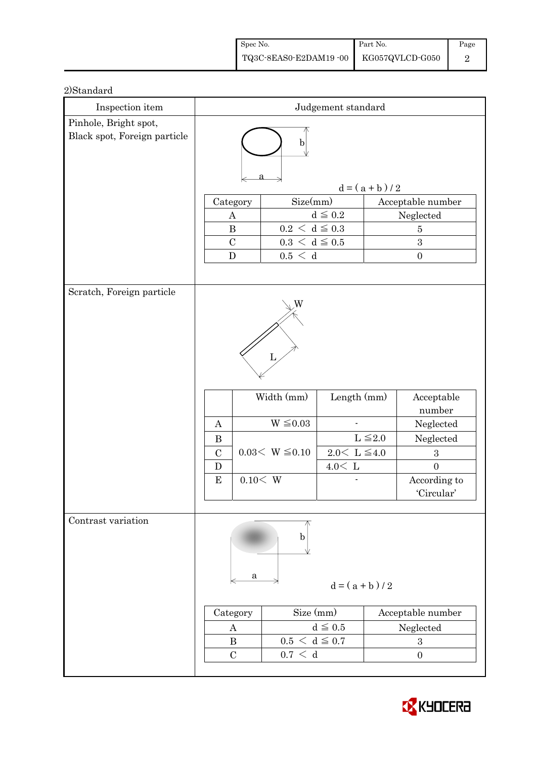2)Standard

| Inspection item | Judgement standard |
|---|---|
| Pinhole, Bright spot, Black spot, Foreign particle | $d = (a + b) / 2$ |

| Category | Size(mm) | Acceptable number |
|---|---|---|
| A | $d \leqq 0.2$ | Neglected |
| B | $0.2 < d \leqq 0.3$ | 5 |
| C | $0.3 < d \leqq 0.5$ | 3 |
| D | $0.5 < d$ | 0 |

Scratch, Foreign particle

| | Width (mm) | Length (mm) | Acceptable number |
|---|---|---|---|
| A | $W \leqq 0.03$ | - | Neglected |
| B | $0.03 < W \leqq 0.10$ | $L \leqq 2.0$ | Neglected |
| C | | $2.0 < L \leqq 4.0$ | 3 |
| D | | $4.0 < L$ | 0 |
| E | $0.10 < W$ | - | According to 'Circular' |

Contrast variation

$d = (a + b) / 2$

| Category | Size (mm) | Acceptable number |
|---|---|---|
| A | $d \leqq 0.5$ | Neglected |
| B | $0.5 < d \leqq 0.7$ | 3 |
| C | $0.7 < d$ | 0 |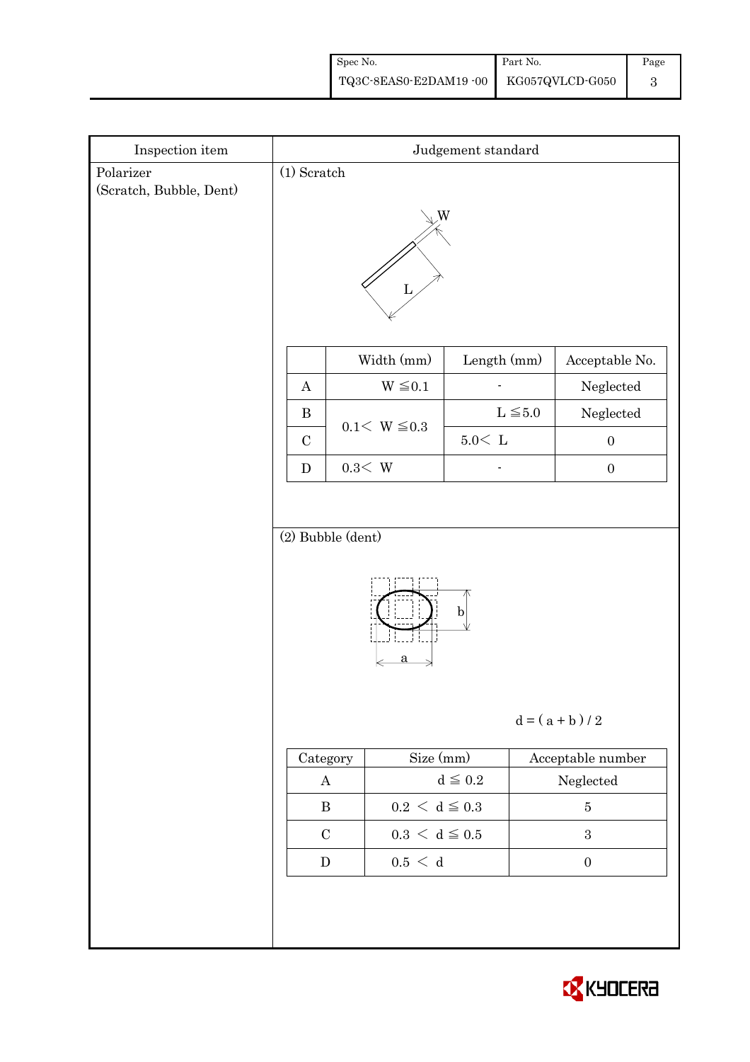| Inspection item | Judgement standard |
|---|---|
| Polarizer (Scratch, Bubble, Dent) | (1) Scratch |

W

L

| | Width (mm) | Length (mm) | Acceptable No. |
|---|---|---|---|
| A | W ≦0.1 | - | Neglected |
| B | 0.1< W ≦0.3 | L ≦5.0 | Neglected |
| C | | 5.0< L | 0 |
| D | 0.3< W | - | 0 |

(2) Bubble (dent)

b

a

$d = ( a + b ) / 2$

| Category | Size (mm) | Acceptable number |
|---|---|---|
| A | d ≦ 0.2 | Neglected |
| B | 0.2 < d ≦ 0.3 | 5 |
| C | 0.3 < d ≦ 0.5 | 3 |
| D | 0.5 < d | 0 |